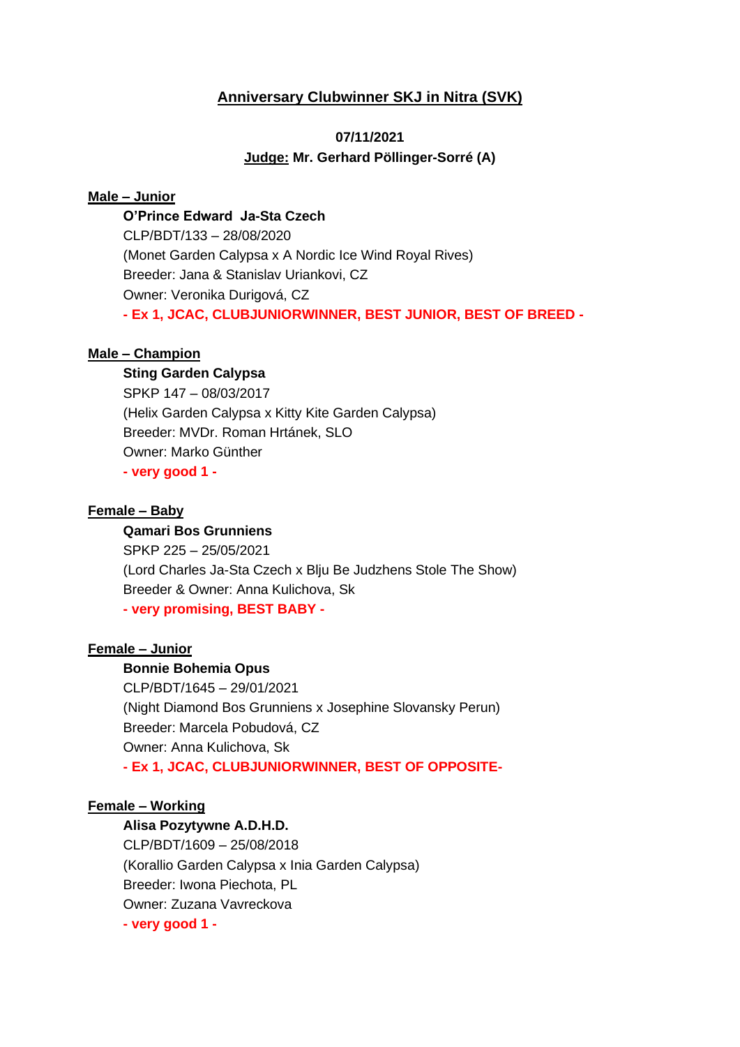# Anniversary Clubwinner SKJ in Nitra (SVK)

**07/11/2021**

**Judge: Mr. Gerhard Pöllinger-Sorré (A)**

## Male – Junior

**O'Prince Edward Ja-Sta Czech**
CLP/BDT/133 – 28/08/2020
(Monet Garden Calypsa x A Nordic Ice Wind Royal Rives)
Breeder: Jana & Stanislav Uriankovi, CZ
Owner: Veronika Durigová, CZ
**- Ex 1, JCAC, CLUBJUNIORWINNER, BEST JUNIOR, BEST OF BREED -**

## Male – Champion

**Sting Garden Calypsa**
SPKP 147 – 08/03/2017
(Helix Garden Calypsa x Kitty Kite Garden Calypsa)
Breeder: MVDr. Roman Hrtánek, SLO
Owner: Marko Günther
**- very good 1 -**

## Female – Baby

**Qamari Bos Grunniens**
SPKP 225 – 25/05/2021
(Lord Charles Ja-Sta Czech x Blju Be Judzhens Stole The Show)
Breeder & Owner: Anna Kulichova, Sk
**- very promising, BEST BABY -**

## Female – Junior

**Bonnie Bohemia Opus**
CLP/BDT/1645 – 29/01/2021
(Night Diamond Bos Grunniens x Josephine Slovansky Perun)
Breeder: Marcela Pobudová, CZ
Owner: Anna Kulichova, Sk
**- Ex 1, JCAC, CLUBJUNIORWINNER, BEST OF OPPOSITE-**

## Female – Working

**Alisa Pozytywne A.D.H.D.**
CLP/BDT/1609 – 25/08/2018
(Korallio Garden Calypsa x Inia Garden Calypsa)
Breeder: Iwona Piechota, PL
Owner: Zuzana Vavreckova
**- very good 1 -**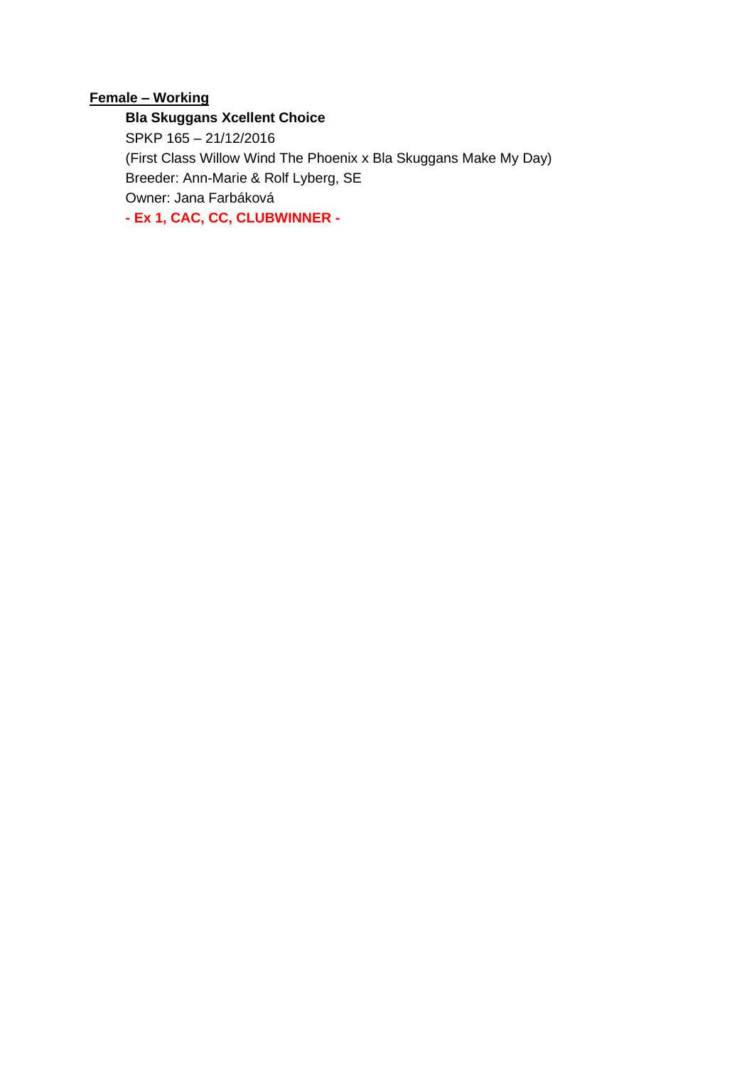**<u>Female – Working</u>**

**Bla Skuggans Xcellent Choice**
SPKP 165 – 21/12/2016
(First Class Willow Wind The Phoenix x Bla Skuggans Make My Day)
Breeder: Ann-Marie & Rolf Lyberg, SE
Owner: Jana Farbáková
**- Ex 1, CAC, CC, CLUBWINNER -**